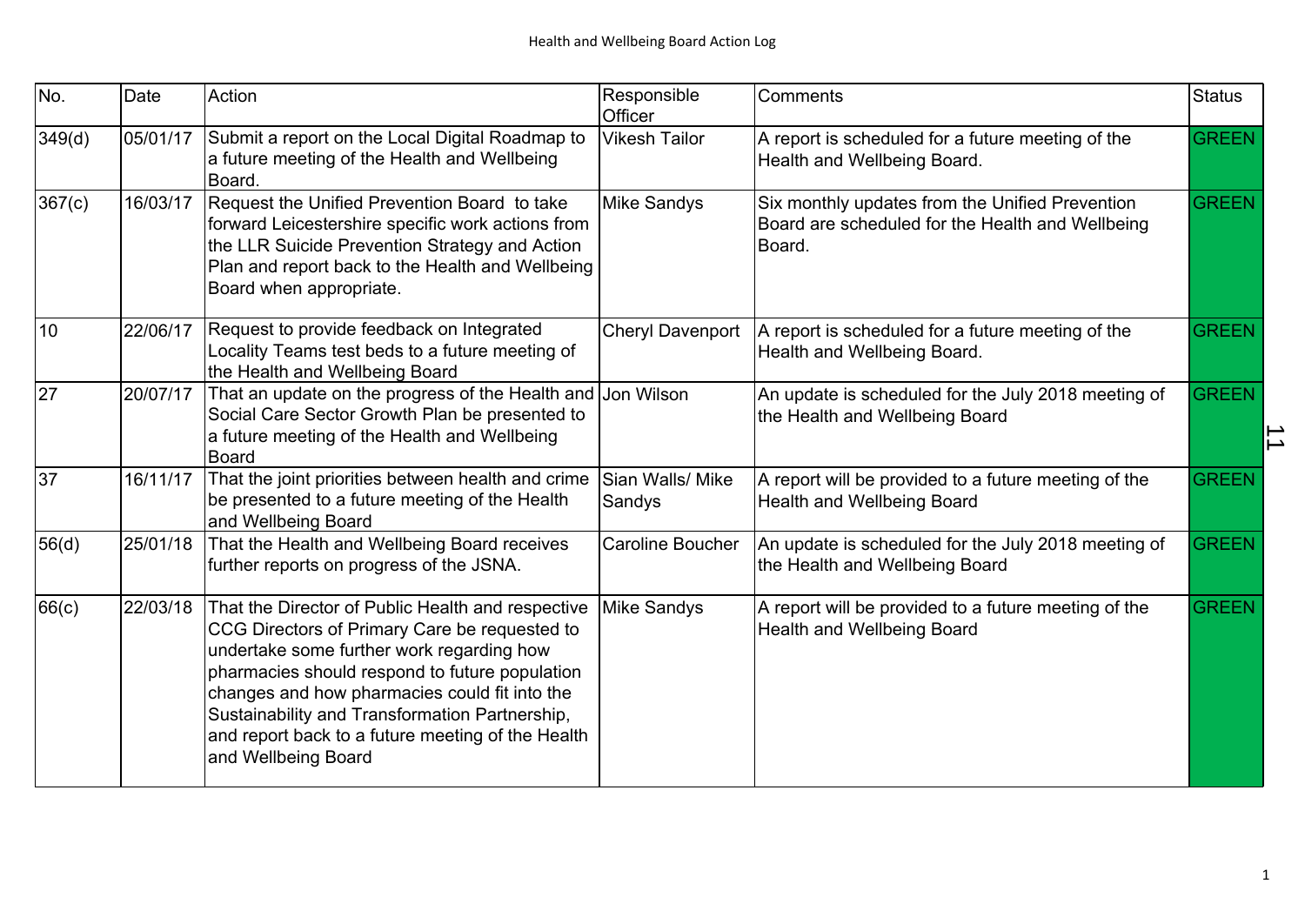# Health and Wellbeing Board Action Log

| No. | Date | Action | Responsible Officer | Comments | Status |
|---|---|---|---|---|---|
| 349(d) | 05/01/17 | Submit a report on the Local Digital Roadmap to a future meeting of the Health and Wellbeing Board. | Vikesh Tailor | A report is scheduled for a future meeting of the Health and Wellbeing Board. | GREEN |
| 367(c) | 16/03/17 | Request the Unified Prevention Board to take forward Leicestershire specific work actions from the LLR Suicide Prevention Strategy and Action Plan and report back to the Health and Wellbeing Board when appropriate. | Mike Sandys | Six monthly updates from the Unified Prevention Board are scheduled for the Health and Wellbeing Board. | GREEN |
| 10 | 22/06/17 | Request to provide feedback on Integrated Locality Teams test beds to a future meeting of the Health and Wellbeing Board | Cheryl Davenport | A report is scheduled for a future meeting of the Health and Wellbeing Board. | GREEN |
| 27 | 20/07/17 | That an update on the progress of the Health and Social Care Sector Growth Plan be presented to a future meeting of the Health and Wellbeing Board | Jon Wilson | An update is scheduled for the July 2018 meeting of the Health and Wellbeing Board | GREEN |
| 37 | 16/11/17 | That the joint priorities between health and crime be presented to a future meeting of the Health and Wellbeing Board | Sian Walls/ Mike Sandys | A report will be provided to a future meeting of the Health and Wellbeing Board | GREEN |
| 56(d) | 25/01/18 | That the Health and Wellbeing Board receives further reports on progress of the JSNA. | Caroline Boucher | An update is scheduled for the July 2018 meeting of the Health and Wellbeing Board | GREEN |
| 66(c) | 22/03/18 | That the Director of Public Health and respective CCG Directors of Primary Care be requested to undertake some further work regarding how pharmacies should respond to future population changes and how pharmacies could fit into the Sustainability and Transformation Partnership, and report back to a future meeting of the Health and Wellbeing Board | Mike Sandys | A report will be provided to a future meeting of the Health and Wellbeing Board | GREEN |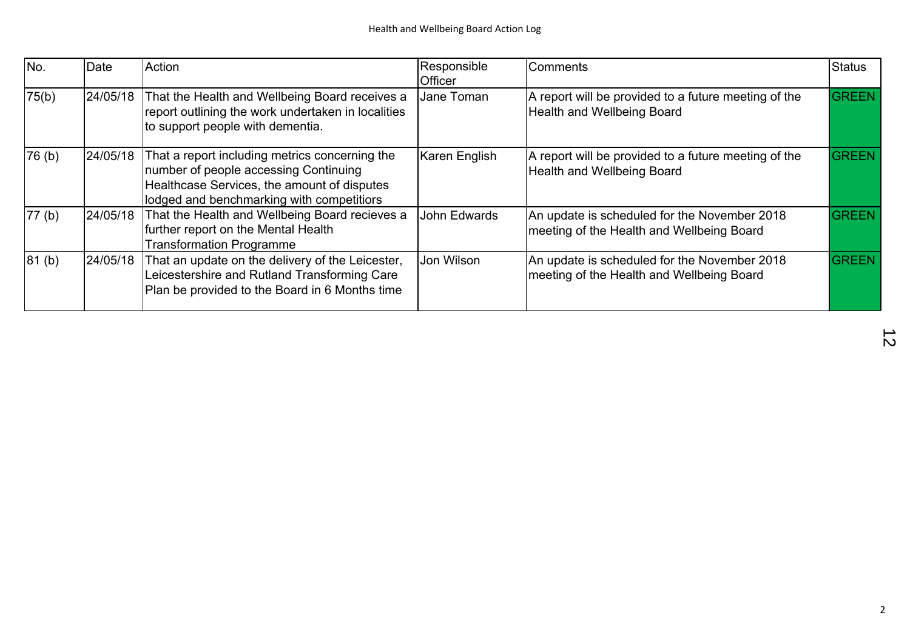Health and Wellbeing Board Action Log

| No. | Date | Action | Responsible Officer | Comments | Status |
|---|---|---|---|---|---|
| 75(b) | 24/05/18 | That the Health and Wellbeing Board receives a report outlining the work undertaken in localities to support people with dementia. | Jane Toman | A report will be provided to a future meeting of the Health and Wellbeing Board | GREEN |
| 76 (b) | 24/05/18 | That a report including metrics concerning the number of people accessing Continuing Healthcase Services, the amount of disputes lodged and benchmarking with competitiors | Karen English | A report will be provided to a future meeting of the Health and Wellbeing Board | GREEN |
| 77 (b) | 24/05/18 | That the Health and Wellbeing Board recieves a further report on the Mental Health Transformation Programme | John Edwards | An update is scheduled for the November 2018 meeting of the Health and Wellbeing Board | GREEN |
| 81 (b) | 24/05/18 | That an update on the delivery of the Leicester, Leicestershire and Rutland Transforming Care Plan be provided to the Board in 6 Months time | Jon Wilson | An update is scheduled for the November 2018 meeting of the Health and Wellbeing Board | GREEN |